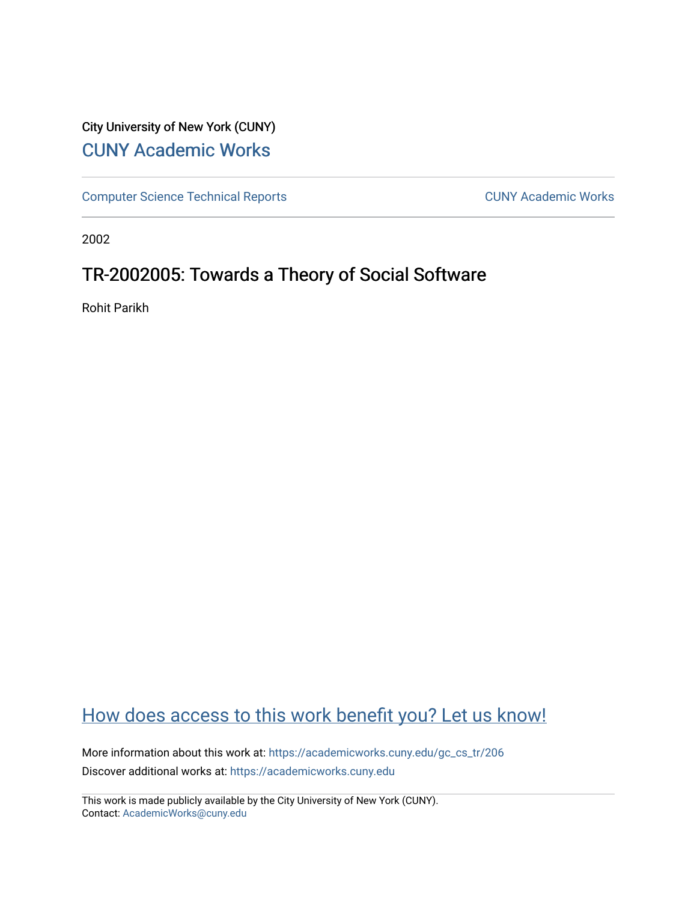City University of New York (CUNY)

# CUNY Academic Works

Computer Science Technical Reports | CUNY Academic Works

2002

## TR-2002005: Towards a Theory of Social Software

Rohit Parikh

How does access to this work benefit you? Let us know!

More information about this work at: https://academicworks.cuny.edu/gc_cs_tr/206

Discover additional works at: https://academicworks.cuny.edu

This work is made publicly available by the City University of New York (CUNY).
Contact: AcademicWorks@cuny.edu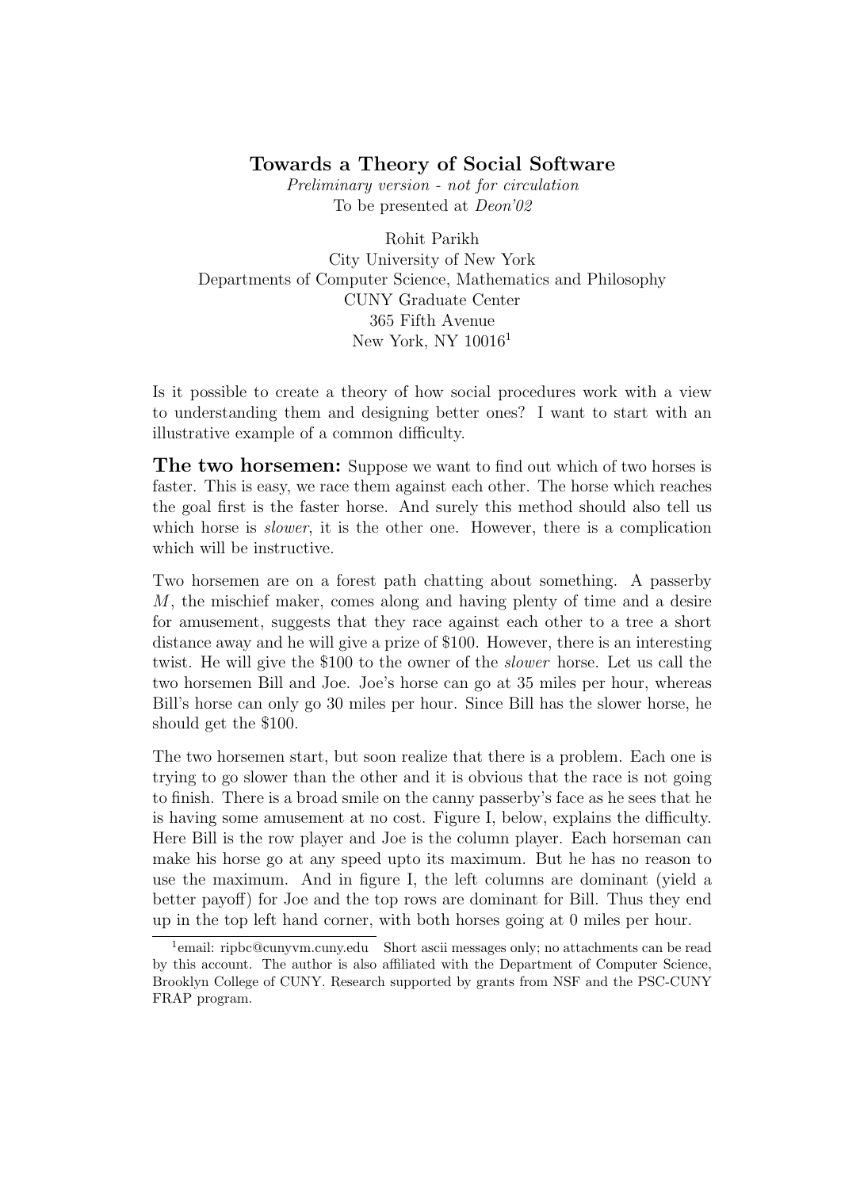**Towards a Theory of Social Software**

*Preliminary version - not for circulation*

To be presented at *Deon'02*

Rohit Parikh

City University of New York

Departments of Computer Science, Mathematics and Philosophy

CUNY Graduate Center

365 Fifth Avenue

New York, NY 10016[1]

Is it possible to create a theory of how social procedures work with a view to understanding them and designing better ones? I want to start with an illustrative example of a common difficulty.

**The two horsemen:** Suppose we want to find out which of two horses is faster. This is easy, we race them against each other. The horse which reaches the goal first is the faster horse. And surely this method should also tell us which horse is *slower*, it is the other one. However, there is a complication which will be instructive.

Two horsemen are on a forest path chatting about something. A passerby $M$, the mischief maker, comes along and having plenty of time and a desire for amusement, suggests that they race against each other to a tree a short distance away and he will give a prize of \$100. However, there is an interesting twist. He will give the \$100 to the owner of the *slower* horse. Let us call the two horsemen Bill and Joe. Joe's horse can go at 35 miles per hour, whereas Bill's horse can only go 30 miles per hour. Since Bill has the slower horse, he should get the \$100.

The two horsemen start, but soon realize that there is a problem. Each one is trying to go slower than the other and it is obvious that the race is not going to finish. There is a broad smile on the canny passerby's face as he sees that he is having some amusement at no cost. Figure I, below, explains the difficulty. Here Bill is the row player and Joe is the column player. Each horseman can make his horse go at any speed upto its maximum. But he has no reason to use the maximum. And in figure I, the left columns are dominant (yield a better payoff) for Joe and the top rows are dominant for Bill. Thus they end up in the top left hand corner, with both horses going at 0 miles per hour.

[1] email: ripbc@cunyvm.cuny.edu Short ascii messages only; no attachments can be read by this account. The author is also affiliated with the Department of Computer Science, Brooklyn College of CUNY. Research supported by grants from NSF and the PSC-CUNY FRAP program.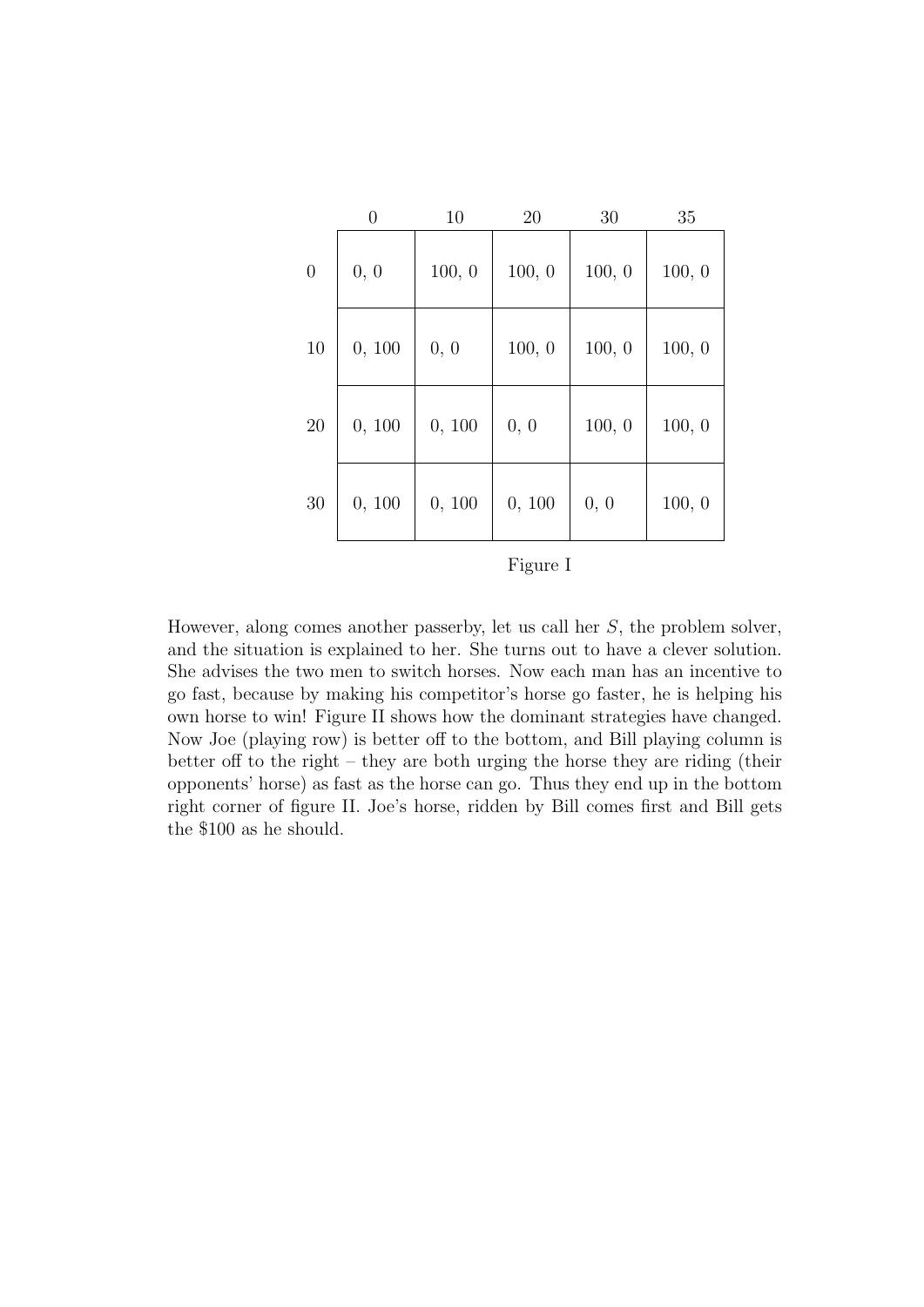|  | 0 | 10 | 20 | 30 | 35 |
|---|---|---|---|---|---|
| 0 | 0, 0 | 100, 0 | 100, 0 | 100, 0 | 100, 0 |
| 10 | 0, 100 | 0, 0 | 100, 0 | 100, 0 | 100, 0 |
| 20 | 0, 100 | 0, 100 | 0, 0 | 100, 0 | 100, 0 |
| 30 | 0, 100 | 0, 100 | 0, 100 | 0, 0 | 100, 0 |

Figure I

However, along comes another passerby, let us call her $S$, the problem solver, and the situation is explained to her. She turns out to have a clever solution. She advises the two men to switch horses. Now each man has an incentive to go fast, because by making his competitor's horse go faster, he is helping his own horse to win! Figure II shows how the dominant strategies have changed. Now Joe (playing row) is better off to the bottom, and Bill playing column is better off to the right – they are both urging the horse they are riding (their opponents' horse) as fast as the horse can go. Thus they end up in the bottom right corner of figure II. Joe's horse, ridden by Bill comes first and Bill gets the \$100 as he should.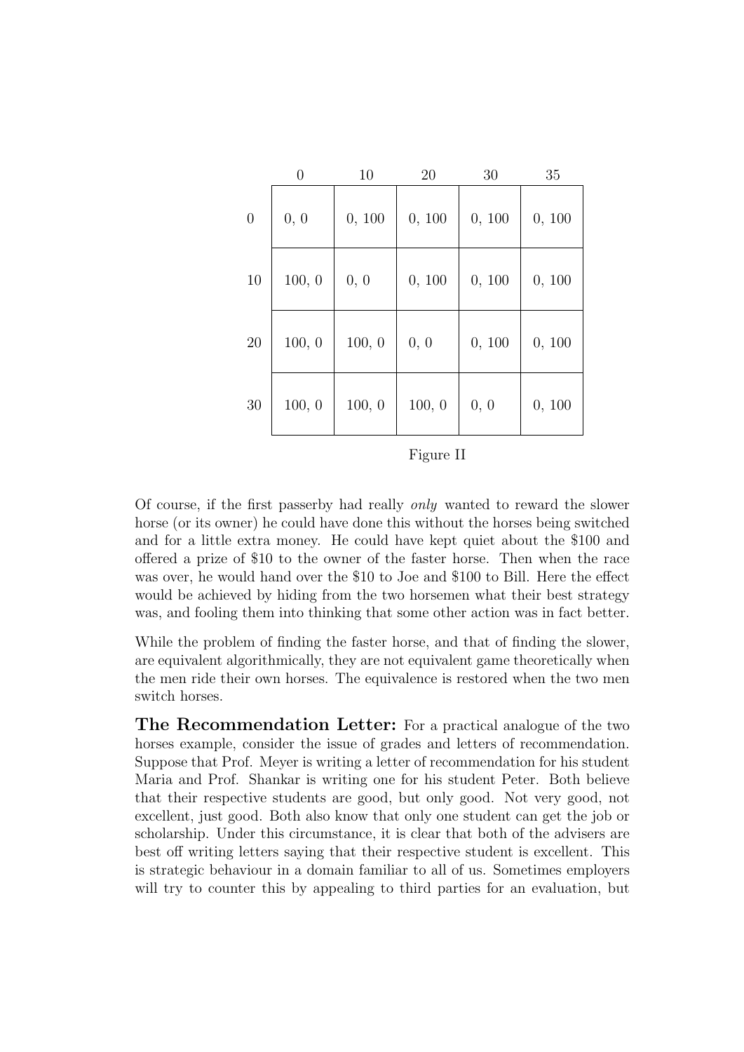| | 0 | 10 | 20 | 30 | 35 |
|---|---|---|---|---|---|
| 0 | 0, 0 | 0, 100 | 0, 100 | 0, 100 | 0, 100 |
| 10 | 100, 0 | 0, 0 | 0, 100 | 0, 100 | 0, 100 |
| 20 | 100, 0 | 100, 0 | 0, 0 | 0, 100 | 0, 100 |
| 30 | 100, 0 | 100, 0 | 100, 0 | 0, 0 | 0, 100 |

Figure II

Of course, if the first passerby had really *only* wanted to reward the slower horse (or its owner) he could have done this without the horses being switched and for a little extra money. He could have kept quiet about the $100 and offered a prize of $10 to the owner of the faster horse. Then when the race was over, he would hand over the $10 to Joe and $100 to Bill. Here the effect would be achieved by hiding from the two horsemen what their best strategy was, and fooling them into thinking that some other action was in fact better.

While the problem of finding the faster horse, and that of finding the slower, are equivalent algorithmically, they are not equivalent game theoretically when the men ride their own horses. The equivalence is restored when the two men switch horses.

**The Recommendation Letter:** For a practical analogue of the two horses example, consider the issue of grades and letters of recommendation. Suppose that Prof. Meyer is writing a letter of recommendation for his student Maria and Prof. Shankar is writing one for his student Peter. Both believe that their respective students are good, but only good. Not very good, not excellent, just good. Both also know that only one student can get the job or scholarship. Under this circumstance, it is clear that both of the advisers are best off writing letters saying that their respective student is excellent. This is strategic behaviour in a domain familiar to all of us. Sometimes employers will try to counter this by appealing to third parties for an evaluation, but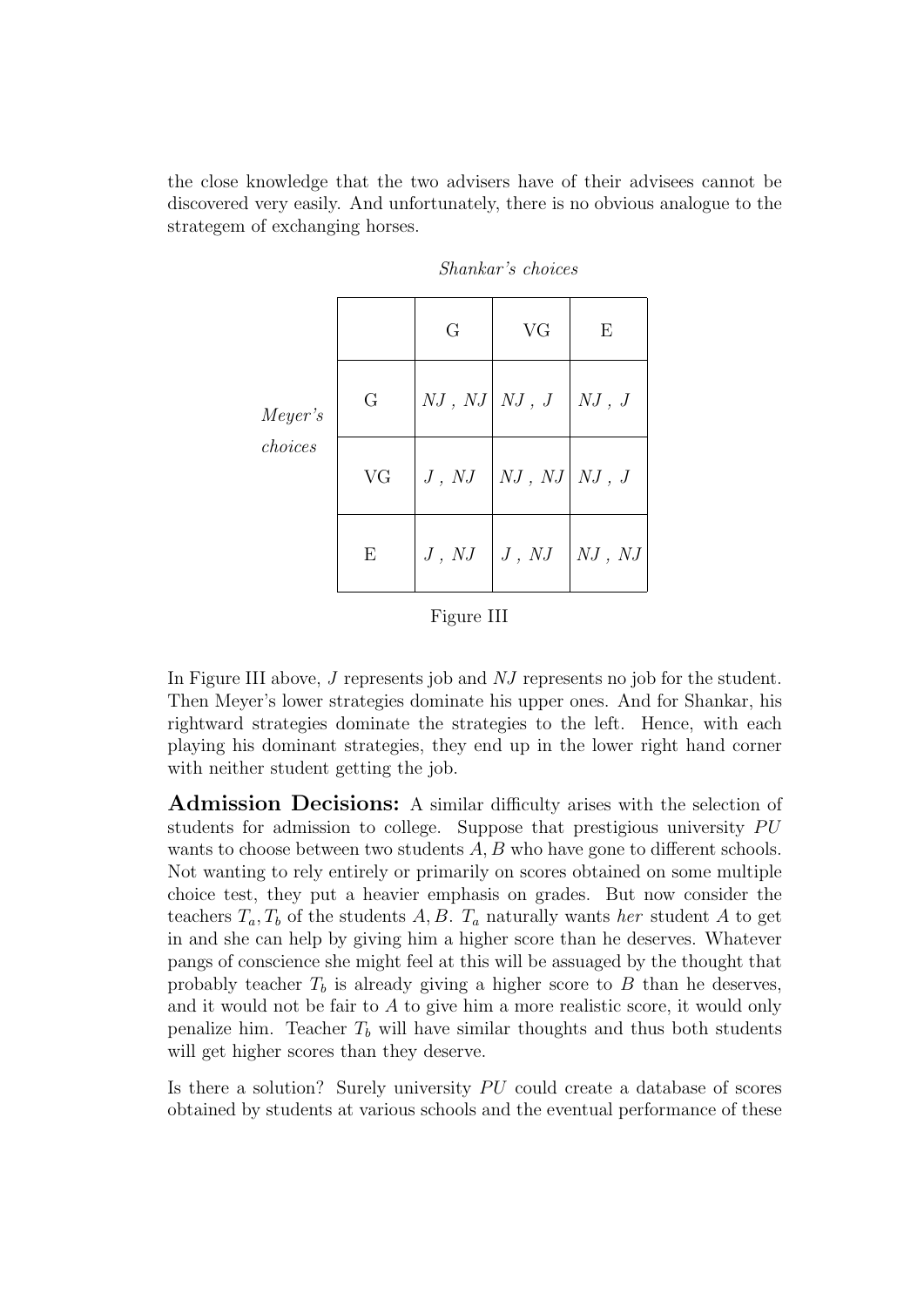the close knowledge that the two advisers have of their advisees cannot be discovered very easily. And unfortunately, there is no obvious analogue to the strategem of exchanging horses.

*Shankar's choices*

| *Meyer's choices* | G | VG | E |
|---|---|---|---|
| G | $NJ$ , $NJ$ | $NJ$ , $J$ | $NJ$ , $J$ |
| VG | $J$ , $NJ$ | $NJ$ , $NJ$ | $NJ$ , $J$ |
| E | $J$ , $NJ$ | $J$ , $NJ$ | $NJ$ , $NJ$ |

Figure III

In Figure III above, $J$ represents job and $NJ$ represents no job for the student. Then Meyer's lower strategies dominate his upper ones. And for Shankar, his rightward strategies dominate the strategies to the left. Hence, with each playing his dominant strategies, they end up in the lower right hand corner with neither student getting the job.

**Admission Decisions:** A similar difficulty arises with the selection of students for admission to college. Suppose that prestigious university $PU$ wants to choose between two students $A, B$ who have gone to different schools. Not wanting to rely entirely or primarily on scores obtained on some multiple choice test, they put a heavier emphasis on grades. But now consider the teachers $T_a, T_b$ of the students $A, B$. $T_a$ naturally wants *her* student $A$ to get in and she can help by giving him a higher score than he deserves. Whatever pangs of conscience she might feel at this will be assuaged by the thought that probably teacher $T_b$ is already giving a higher score to $B$ than he deserves, and it would not be fair to $A$ to give him a more realistic score, it would only penalize him. Teacher $T_b$ will have similar thoughts and thus both students will get higher scores than they deserve.

Is there a solution? Surely university $PU$ could create a database of scores obtained by students at various schools and the eventual performance of these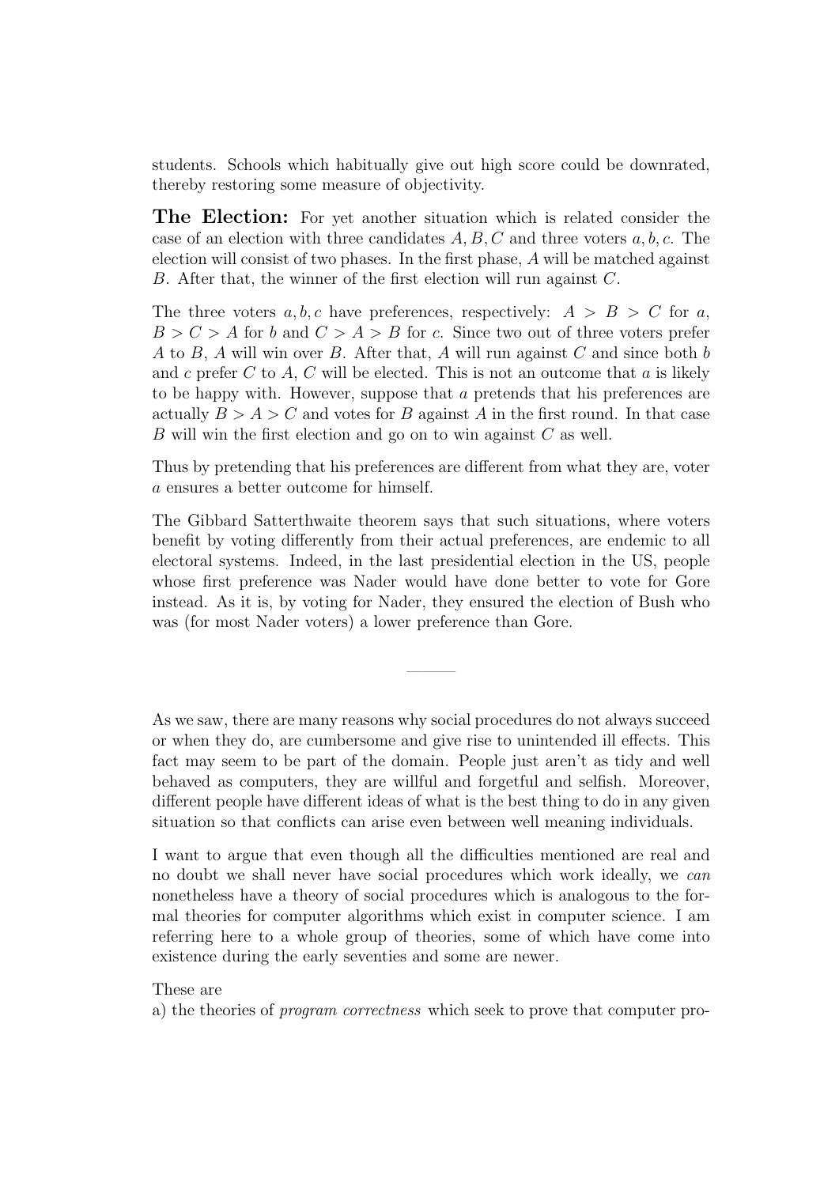students. Schools which habitually give out high score could be downrated, thereby restoring some measure of objectivity.

**The Election:** For yet another situation which is related consider the case of an election with three candidates $A, B, C$ and three voters $a, b, c$. The election will consist of two phases. In the first phase, $A$ will be matched against $B$. After that, the winner of the first election will run against $C$.

The three voters $a, b, c$ have preferences, respectively: $A > B > C$ for $a$, $B > C > A$ for $b$ and $C > A > B$ for $c$. Since two out of three voters prefer $A$ to $B$, $A$ will win over $B$. After that, $A$ will run against $C$ and since both $b$ and $c$ prefer $C$ to $A$, $C$ will be elected. This is not an outcome that $a$ is likely to be happy with. However, suppose that $a$ pretends that his preferences are actually $B > A > C$ and votes for $B$ against $A$ in the first round. In that case $B$ will win the first election and go on to win against $C$ as well.

Thus by pretending that his preferences are different from what they are, voter $a$ ensures a better outcome for himself.

The Gibbard Satterthwaite theorem says that such situations, where voters benefit by voting differently from their actual preferences, are endemic to all electoral systems. Indeed, in the last presidential election in the US, people whose first preference was Nader would have done better to vote for Gore instead. As it is, by voting for Nader, they ensured the election of Bush who was (for most Nader voters) a lower preference than Gore.

---

As we saw, there are many reasons why social procedures do not always succeed or when they do, are cumbersome and give rise to unintended ill effects. This fact may seem to be part of the domain. People just aren't as tidy and well behaved as computers, they are willful and forgetful and selfish. Moreover, different people have different ideas of what is the best thing to do in any given situation so that conflicts can arise even between well meaning individuals.

I want to argue that even though all the difficulties mentioned are real and no doubt we shall never have social procedures which work ideally, we *can* nonetheless have a theory of social procedures which is analogous to the formal theories for computer algorithms which exist in computer science. I am referring here to a whole group of theories, some of which have come into existence during the early seventies and some are newer.

These are
a) the theories of *program correctness* which seek to prove that computer pro-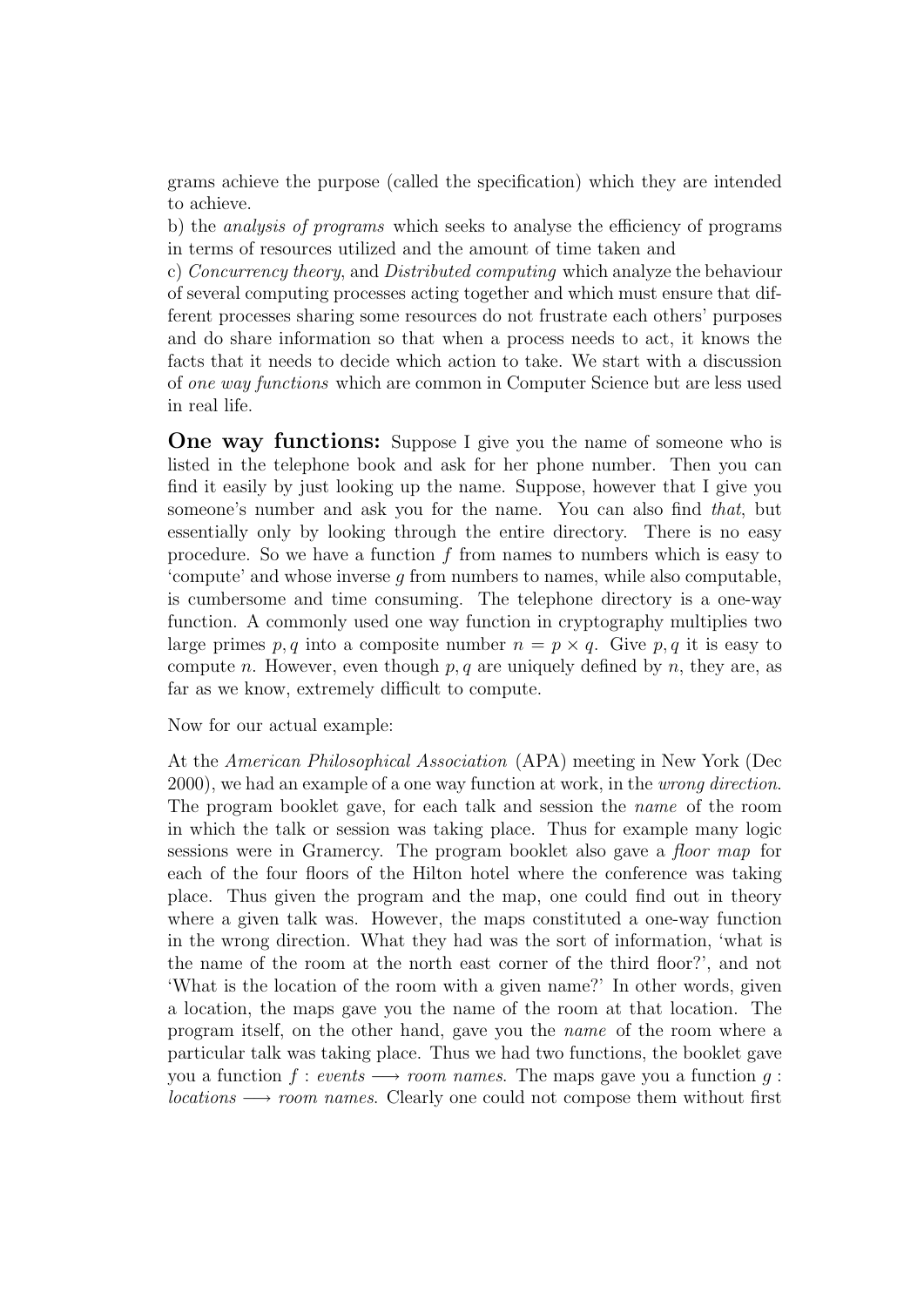grams achieve the purpose (called the specification) which they are intended to achieve.
b) the *analysis of programs* which seeks to analyse the efficiency of programs in terms of resources utilized and the amount of time taken and
c) *Concurrency theory*, and *Distributed computing* which analyze the behaviour of several computing processes acting together and which must ensure that different processes sharing some resources do not frustrate each others' purposes and do share information so that when a process needs to act, it knows the facts that it needs to decide which action to take. We start with a discussion of *one way functions* which are common in Computer Science but are less used in real life.

**One way functions:** Suppose I give you the name of someone who is listed in the telephone book and ask for her phone number. Then you can find it easily by just looking up the name. Suppose, however that I give you someone's number and ask you for the name. You can also find *that*, but essentially only by looking through the entire directory. There is no easy procedure. So we have a function $f$ from names to numbers which is easy to 'compute' and whose inverse $g$ from numbers to names, while also computable, is cumbersome and time consuming. The telephone directory is a one-way function. A commonly used one way function in cryptography multiplies two large primes $p, q$ into a composite number $n = p \times q$. Give $p, q$ it is easy to compute $n$. However, even though $p, q$ are uniquely defined by $n$, they are, as far as we know, extremely difficult to compute.

Now for our actual example:

At the *American Philosophical Association* (APA) meeting in New York (Dec 2000), we had an example of a one way function at work, in the *wrong direction*. The program booklet gave, for each talk and session the *name* of the room in which the talk or session was taking place. Thus for example many logic sessions were in Gramercy. The program booklet also gave a *floor map* for each of the four floors of the Hilton hotel where the conference was taking place. Thus given the program and the map, one could find out in theory where a given talk was. However, the maps constituted a one-way function in the wrong direction. What they had was the sort of information, 'what is the name of the room at the north east corner of the third floor?', and not 'What is the location of the room with a given name?' In other words, given a location, the maps gave you the name of the room at that location. The program itself, on the other hand, gave you the *name* of the room where a particular talk was taking place. Thus we had two functions, the booklet gave you a function $f$ : *events* $\longrightarrow$ *room names*. The maps gave you a function $g$ : *locations* $\longrightarrow$ *room names*. Clearly one could not compose them without first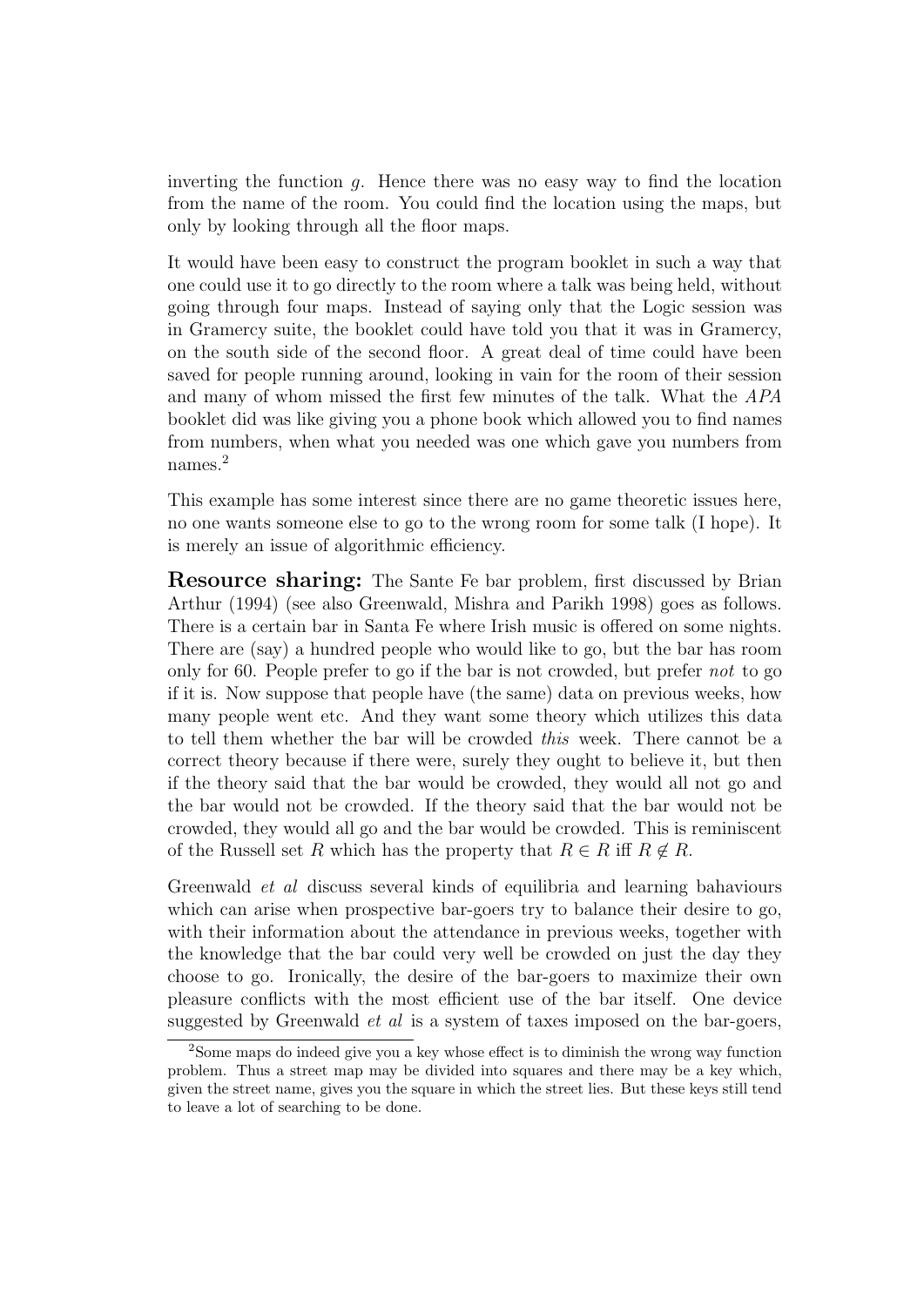inverting the function $g$. Hence there was no easy way to find the location from the name of the room. You could find the location using the maps, but only by looking through all the floor maps.

It would have been easy to construct the program booklet in such a way that one could use it to go directly to the room where a talk was being held, without going through four maps. Instead of saying only that the Logic session was in Gramercy suite, the booklet could have told you that it was in Gramercy, on the south side of the second floor. A great deal of time could have been saved for people running around, looking in vain for the room of their session and many of whom missed the first few minutes of the talk. What the *APA* booklet did was like giving you a phone book which allowed you to find names from numbers, when what you needed was one which gave you numbers from names.[2]

This example has some interest since there are no game theoretic issues here, no one wants someone else to go to the wrong room for some talk (I hope). It is merely an issue of algorithmic efficiency.

**Resource sharing:** The Sante Fe bar problem, first discussed by Brian Arthur (1994) (see also Greenwald, Mishra and Parikh 1998) goes as follows. There is a certain bar in Santa Fe where Irish music is offered on some nights. There are (say) a hundred people who would like to go, but the bar has room only for 60. People prefer to go if the bar is not crowded, but prefer *not* to go if it is. Now suppose that people have (the same) data on previous weeks, how many people went etc. And they want some theory which utilizes this data to tell them whether the bar will be crowded *this* week. There cannot be a correct theory because if there were, surely they ought to believe it, but then if the theory said that the bar would be crowded, they would all not go and the bar would not be crowded. If the theory said that the bar would not be crowded, they would all go and the bar would be crowded. This is reminiscent of the Russell set $R$ which has the property that $R \in R$ iff $R \notin R$.

Greenwald *et al* discuss several kinds of equilibria and learning bahaviours which can arise when prospective bar-goers try to balance their desire to go, with their information about the attendance in previous weeks, together with the knowledge that the bar could very well be crowded on just the day they choose to go. Ironically, the desire of the bar-goers to maximize their own pleasure conflicts with the most efficient use of the bar itself. One device suggested by Greenwald *et al* is a system of taxes imposed on the bar-goers,

[2] Some maps do indeed give you a key whose effect is to diminish the wrong way function problem. Thus a street map may be divided into squares and there may be a key which, given the street name, gives you the square in which the street lies. But these keys still tend to leave a lot of searching to be done.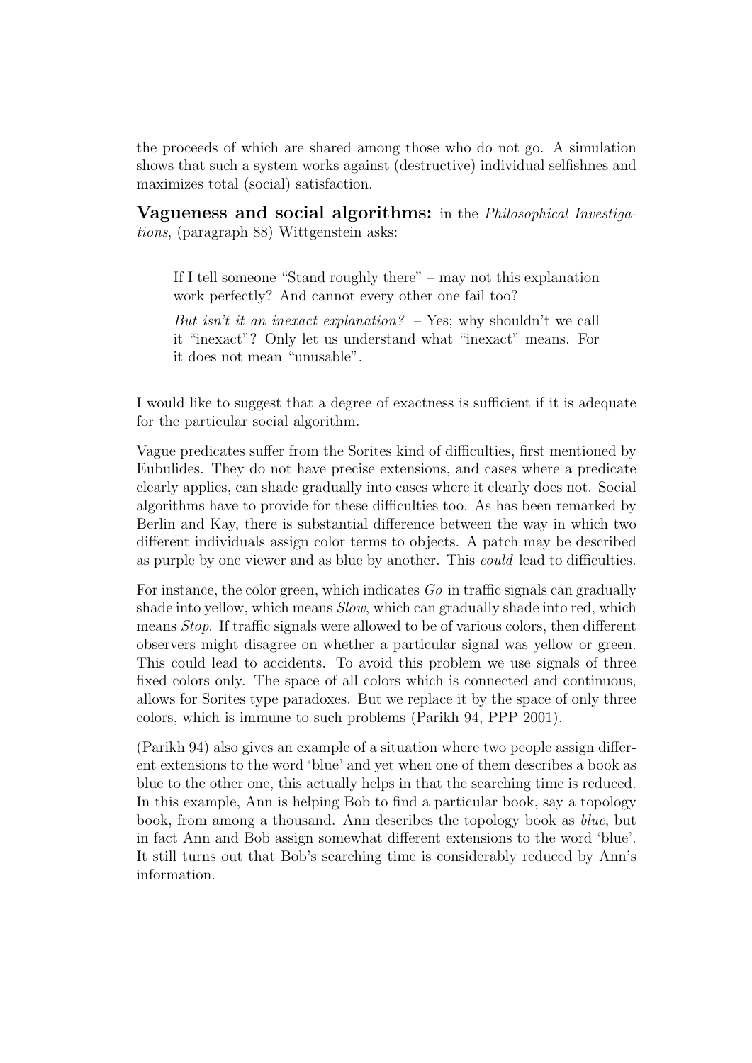the proceeds of which are shared among those who do not go. A simulation shows that such a system works against (destructive) individual selfishnes and maximizes total (social) satisfaction.

**Vagueness and social algorithms:** in the *Philosophical Investigations*, (paragraph 88) Wittgenstein asks:

> If I tell someone "Stand roughly there" – may not this explanation work perfectly? And cannot every other one fail too?
>
> *But isn't it an inexact explanation?* – Yes; why shouldn't we call it "inexact"? Only let us understand what "inexact" means. For it does not mean "unusable".

I would like to suggest that a degree of exactness is sufficient if it is adequate for the particular social algorithm.

Vague predicates suffer from the Sorites kind of difficulties, first mentioned by Eubulides. They do not have precise extensions, and cases where a predicate clearly applies, can shade gradually into cases where it clearly does not. Social algorithms have to provide for these difficulties too. As has been remarked by Berlin and Kay, there is substantial difference between the way in which two different individuals assign color terms to objects. A patch may be described as purple by one viewer and as blue by another. This *could* lead to difficulties.

For instance, the color green, which indicates *Go* in traffic signals can gradually shade into yellow, which means *Slow*, which can gradually shade into red, which means *Stop*. If traffic signals were allowed to be of various colors, then different observers might disagree on whether a particular signal was yellow or green. This could lead to accidents. To avoid this problem we use signals of three fixed colors only. The space of all colors which is connected and continuous, allows for Sorites type paradoxes. But we replace it by the space of only three colors, which is immune to such problems (Parikh 94, PPP 2001).

(Parikh 94) also gives an example of a situation where two people assign different extensions to the word 'blue' and yet when one of them describes a book as blue to the other one, this actually helps in that the searching time is reduced. In this example, Ann is helping Bob to find a particular book, say a topology book, from among a thousand. Ann describes the topology book as *blue*, but in fact Ann and Bob assign somewhat different extensions to the word 'blue'. It still turns out that Bob's searching time is considerably reduced by Ann's information.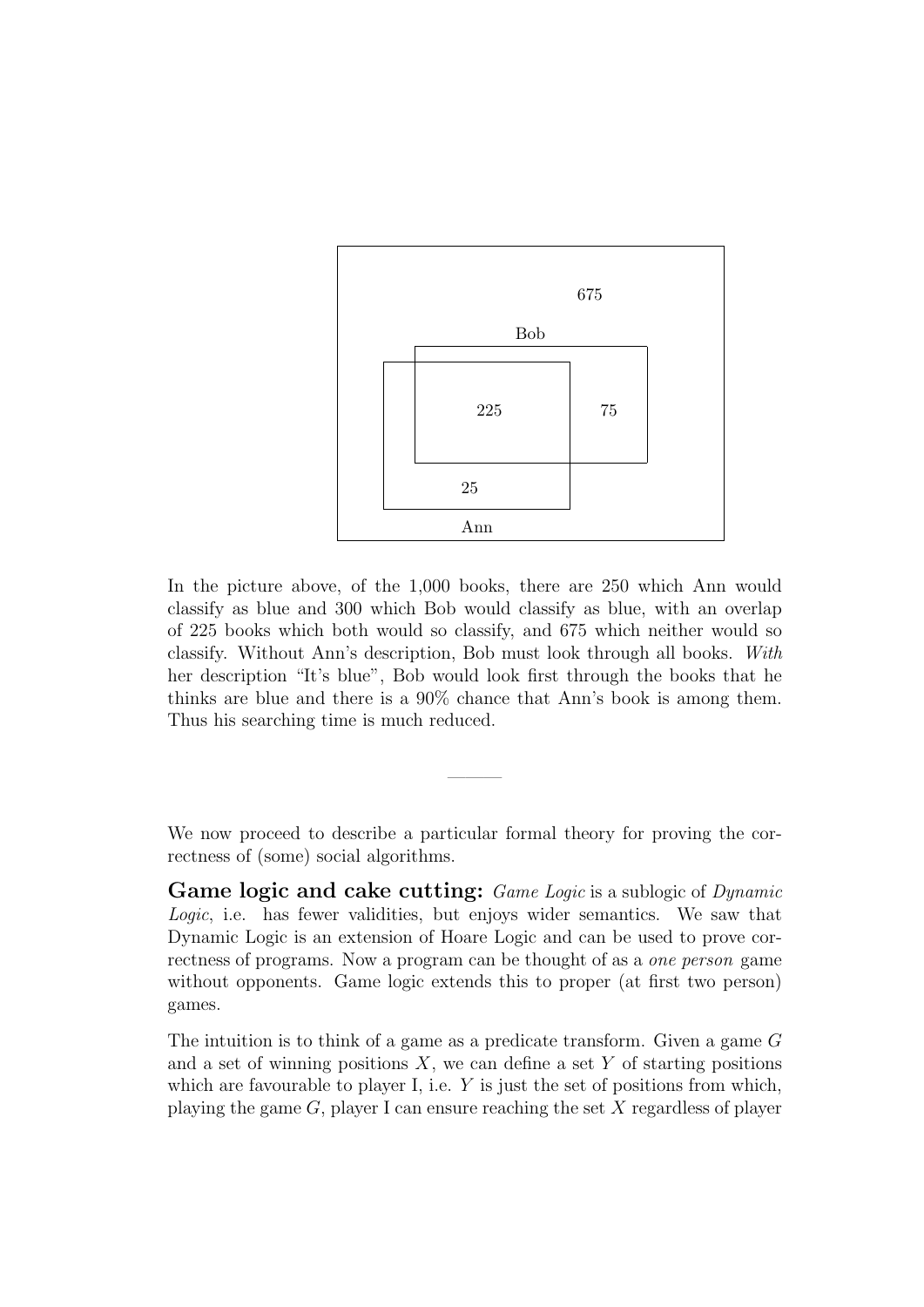In the picture above, of the 1,000 books, there are 250 which Ann would classify as blue and 300 which Bob would classify as blue, with an overlap of 225 books which both would so classify, and 675 which neither would so classify. Without Ann's description, Bob must look through all books. *With* her description "It's blue", Bob would look first through the books that he thinks are blue and there is a 90% chance that Ann's book is among them. Thus his searching time is much reduced.

---

We now proceed to describe a particular formal theory for proving the correctness of (some) social algorithms.

**Game logic and cake cutting:** *Game Logic* is a sublogic of *Dynamic Logic*, i.e. has fewer validities, but enjoys wider semantics. We saw that Dynamic Logic is an extension of Hoare Logic and can be used to prove correctness of programs. Now a program can be thought of as a *one person* game without opponents. Game logic extends this to proper (at first two person) games.

The intuition is to think of a game as a predicate transform. Given a game $G$ and a set of winning positions $X$, we can define a set $Y$ of starting positions which are favourable to player I, i.e. $Y$ is just the set of positions from which, playing the game $G$, player I can ensure reaching the set $X$ regardless of player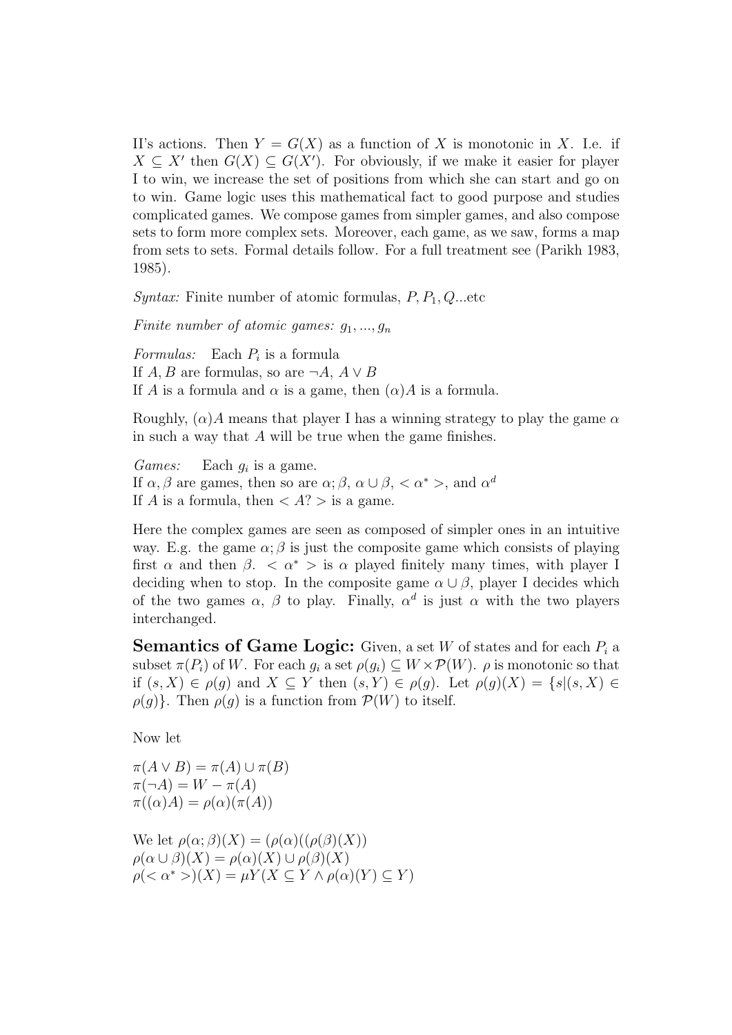II's actions. Then $Y = G(X)$ as a function of $X$ is monotonic in $X$. I.e. if $X \subseteq X'$ then $G(X) \subseteq G(X')$. For obviously, if we make it easier for player I to win, we increase the set of positions from which she can start and go on to win. Game logic uses this mathematical fact to good purpose and studies complicated games. We compose games from simpler games, and also compose sets to form more complex sets. Moreover, each game, as we saw, forms a map from sets to sets. Formal details follow. For a full treatment see (Parikh 1983, 1985).

*Syntax:* Finite number of atomic formulas, $P, P_1, Q$...etc

*Finite number of atomic games:* $g_1, ..., g_n$

*Formulas:* Each $P_i$ is a formula
If $A, B$ are formulas, so are $\neg A$, $A \vee B$
If $A$ is a formula and $\alpha$ is a game, then $(\alpha)A$ is a formula.

Roughly, $(\alpha)A$ means that player I has a winning strategy to play the game $\alpha$ in such a way that $A$ will be true when the game finishes.

*Games:* Each $g_i$ is a game.
If $\alpha, \beta$ are games, then so are $\alpha; \beta$, $\alpha \cup \beta$, $< \alpha^* >$, and $\alpha^d$
If $A$ is a formula, then $< A? >$ is a game.

Here the complex games are seen as composed of simpler ones in an intuitive way. E.g. the game $\alpha; \beta$ is just the composite game which consists of playing first $\alpha$ and then $\beta$. $< \alpha^* >$ is $\alpha$ played finitely many times, with player I deciding when to stop. In the composite game $\alpha \cup \beta$, player I decides which of the two games $\alpha$, $\beta$ to play. Finally, $\alpha^d$ is just $\alpha$ with the two players interchanged.

**Semantics of Game Logic:** Given, a set $W$ of states and for each $P_i$ a subset $\pi(P_i)$ of $W$. For each $g_i$ a set $\rho(g_i) \subseteq W \times \mathcal{P}(W)$. $\rho$ is monotonic so that if $(s, X) \in \rho(g)$ and $X \subseteq Y$ then $(s, Y) \in \rho(g)$. Let $\rho(g)(X) = \{s | (s, X) \in \rho(g)\}$. Then $\rho(g)$ is a function from $\mathcal{P}(W)$ to itself.

Now let

$\pi(A \vee B) = \pi(A) \cup \pi(B)$
$\pi(\neg A) = W - \pi(A)$
$\pi((\alpha)A) = \rho(\alpha)(\pi(A))$

We let $\rho(\alpha; \beta)(X) = (\rho(\alpha)((\rho(\beta)(X))$
$\rho(\alpha \cup \beta)(X) = \rho(\alpha)(X) \cup \rho(\beta)(X)$
$\rho(< \alpha^* >)(X) = \mu Y(X \subseteq Y \wedge \rho(\alpha)(Y) \subseteq Y)$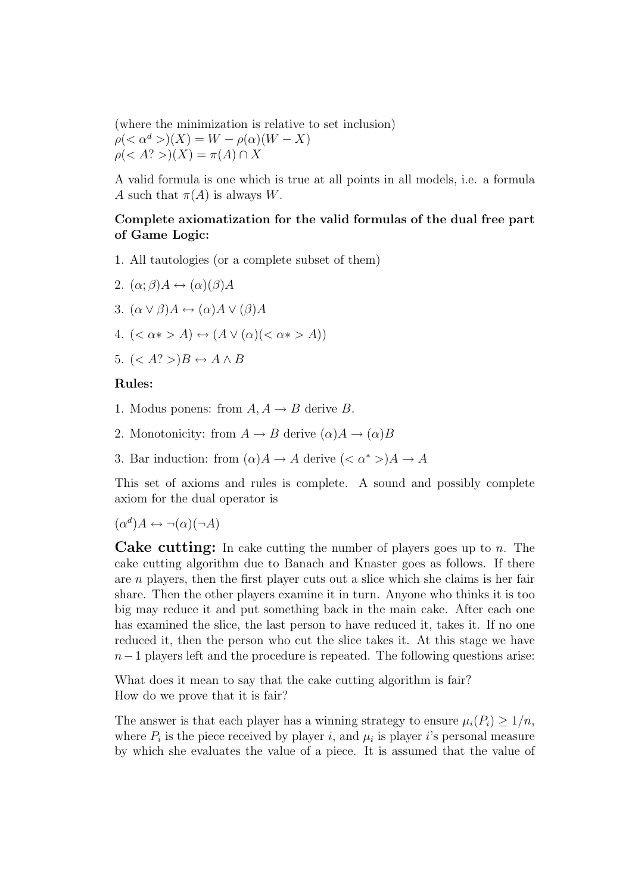(where the minimization is relative to set inclusion)
$\rho(<\alpha^d>)(X) = W - \rho(\alpha)(W - X)$
$\rho(<A?>)(X) = \pi(A) \cap X$

A valid formula is one which is true at all points in all models, i.e. a formula $A$ such that $\pi(A)$ is always $W$.

**Complete axiomatization for the valid formulas of the dual free part of Game Logic:**

1. All tautologies (or a complete subset of them)
2. $(\alpha; \beta)A \leftrightarrow (\alpha)(\beta)A$
3. $(\alpha \vee \beta)A \leftrightarrow (\alpha)A \vee (\beta)A$
4. $(<\alpha*>A) \leftrightarrow (A \vee (\alpha)(<\alpha*>A))$
5. $(<A?>)B \leftrightarrow A \wedge B$

**Rules:**

1. Modus ponens: from $A, A \rightarrow B$ derive $B$.
2. Monotonicity: from $A \rightarrow B$ derive $(\alpha)A \rightarrow (\alpha)B$
3. Bar induction: from $(\alpha)A \rightarrow A$ derive $(<\alpha^*>)A \rightarrow A$

This set of axioms and rules is complete. A sound and possibly complete axiom for the dual operator is

$(\alpha^d)A \leftrightarrow \neg(\alpha)(\neg A)$

**Cake cutting:** In cake cutting the number of players goes up to $n$. The cake cutting algorithm due to Banach and Knaster goes as follows. If there are $n$ players, then the first player cuts out a slice which she claims is her fair share. Then the other players examine it in turn. Anyone who thinks it is too big may reduce it and put something back in the main cake. After each one has examined the slice, the last person to have reduced it, takes it. If no one reduced it, then the person who cut the slice takes it. At this stage we have $n-1$ players left and the procedure is repeated. The following questions arise:

What does it mean to say that the cake cutting algorithm is fair?
How do we prove that it is fair?

The answer is that each player has a winning strategy to ensure $\mu_i(P_i) \geq 1/n$, where $P_i$ is the piece received by player $i$, and $\mu_i$ is player $i$'s personal measure by which she evaluates the value of a piece. It is assumed that the value of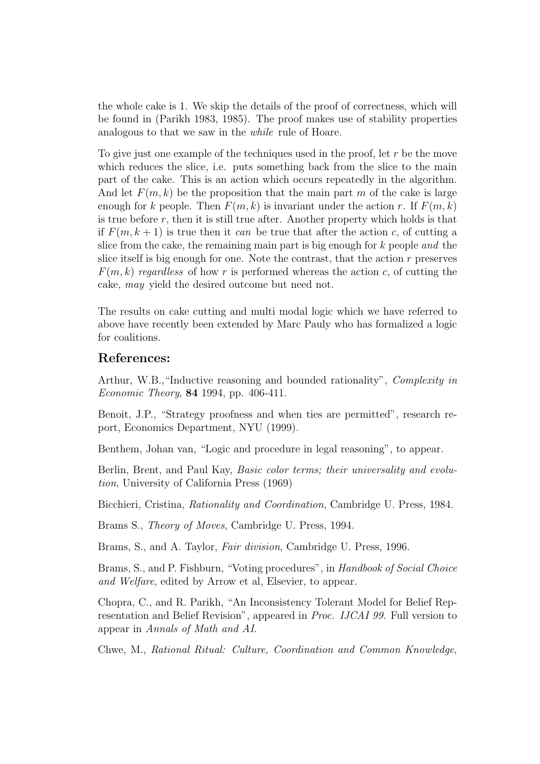the whole cake is 1. We skip the details of the proof of correctness, which will be found in (Parikh 1983, 1985). The proof makes use of stability properties analogous to that we saw in the *while* rule of Hoare.

To give just one example of the techniques used in the proof, let $r$ be the move which reduces the slice, i.e. puts something back from the slice to the main part of the cake. This is an action which occurs repeatedly in the algorithm. And let $F(m, k)$ be the proposition that the main part $m$ of the cake is large enough for $k$ people. Then $F(m, k)$ is invariant under the action $r$. If $F(m, k)$ is true before $r$, then it is still true after. Another property which holds is that if $F(m, k + 1)$ is true then it *can* be true that after the action $c$, of cutting a slice from the cake, the remaining main part is big enough for $k$ people *and* the slice itself is big enough for one. Note the contrast, that the action $r$ preserves $F(m, k)$ *regardless* of how $r$ is performed whereas the action $c$, of cutting the cake, *may* yield the desired outcome but need not.

The results on cake cutting and multi modal logic which we have referred to above have recently been extended by Marc Pauly who has formalized a logic for coalitions.

## References:

Arthur, W.B.,"Inductive reasoning and bounded rationality", *Complexity in Economic Theory*, **84** 1994, pp. 406-411.

Benoit, J.P., "Strategy proofness and when ties are permitted", research report, Economics Department, NYU (1999).

Benthem, Johan van, "Logic and procedure in legal reasoning", to appear.

Berlin, Brent, and Paul Kay, *Basic color terms; their universality and evolution*, University of California Press (1969)

Bicchieri, Cristina, *Rationality and Coordination*, Cambridge U. Press, 1984.

Brams S., *Theory of Moves*, Cambridge U. Press, 1994.

Brams, S., and A. Taylor, *Fair division*, Cambridge U. Press, 1996.

Brams, S., and P. Fishburn, "Voting procedures", in *Handbook of Social Choice and Welfare*, edited by Arrow et al, Elsevier, to appear.

Chopra, C., and R. Parikh, "An Inconsistency Tolerant Model for Belief Representation and Belief Revision", appeared in *Proc. IJCAI 99*. Full version to appear in *Annals of Math and AI.*

Chwe, M., *Rational Ritual: Culture, Coordination and Common Knowledge*,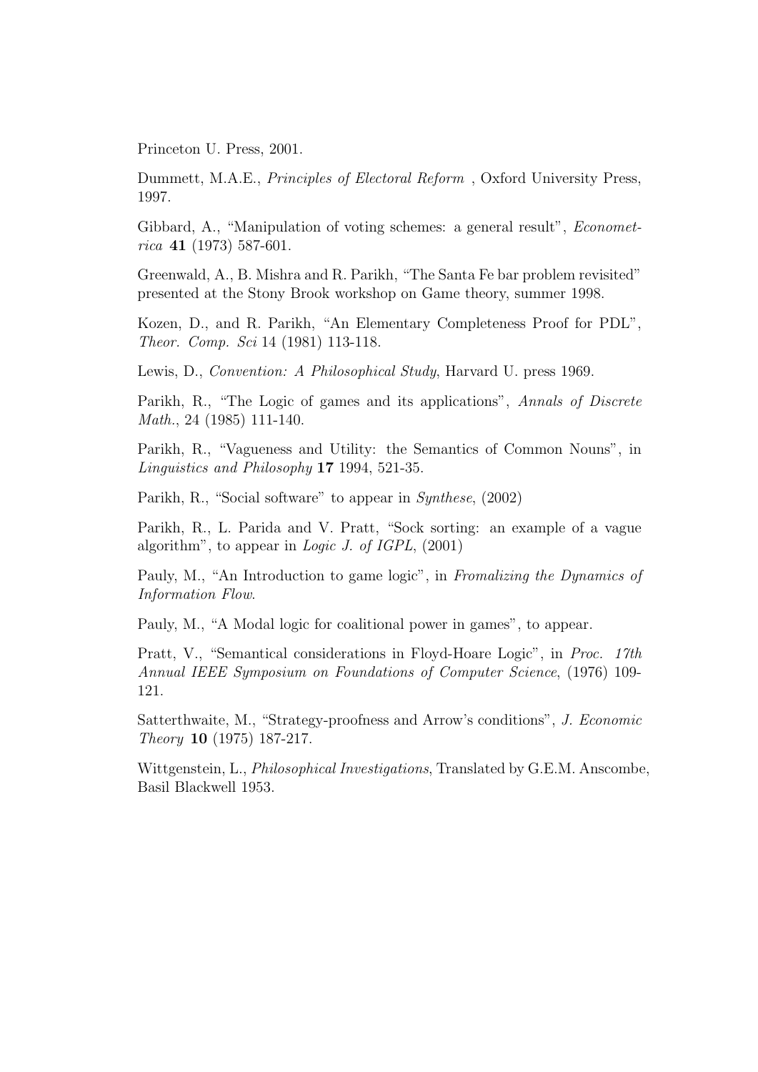Princeton U. Press, 2001.

Dummett, M.A.E., *Principles of Electoral Reform* , Oxford University Press, 1997.

Gibbard, A., "Manipulation of voting schemes: a general result", *Econometrica* **41** (1973) 587-601.

Greenwald, A., B. Mishra and R. Parikh, "The Santa Fe bar problem revisited" presented at the Stony Brook workshop on Game theory, summer 1998.

Kozen, D., and R. Parikh, "An Elementary Completeness Proof for PDL", *Theor. Comp. Sci* 14 (1981) 113-118.

Lewis, D., *Convention: A Philosophical Study*, Harvard U. press 1969.

Parikh, R., "The Logic of games and its applications", *Annals of Discrete Math.*, 24 (1985) 111-140.

Parikh, R., "Vagueness and Utility: the Semantics of Common Nouns", in *Linguistics and Philosophy* **17** 1994, 521-35.

Parikh, R., "Social software" to appear in *Synthese*, (2002)

Parikh, R., L. Parida and V. Pratt, "Sock sorting: an example of a vague algorithm", to appear in *Logic J. of IGPL*, (2001)

Pauly, M., "An Introduction to game logic", in *Fromalizing the Dynamics of Information Flow*.

Pauly, M., "A Modal logic for coalitional power in games", to appear.

Pratt, V., "Semantical considerations in Floyd-Hoare Logic", in *Proc. 17th Annual IEEE Symposium on Foundations of Computer Science*, (1976) 109-121.

Satterthwaite, M., "Strategy-proofness and Arrow's conditions", *J. Economic Theory* **10** (1975) 187-217.

Wittgenstein, L., *Philosophical Investigations*, Translated by G.E.M. Anscombe, Basil Blackwell 1953.